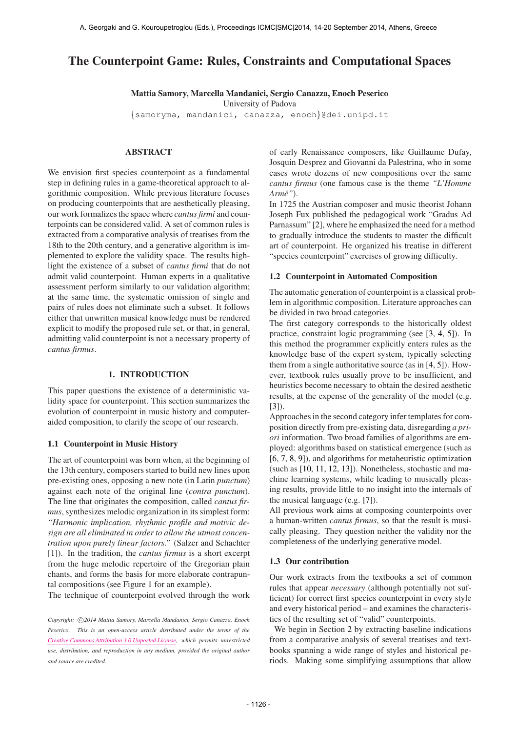# The Counterpoint Game: Rules, Constraints and Computational Spaces

**Mattia Samory, Marcella Mandanici, Sergio Canazza, Enoch Peserico**
University of Padova
{samoryma, mandanici, canazza, enoch}@dei.unipd.it

## ABSTRACT

We envision first species counterpoint as a fundamental step in defining rules in a game-theoretical approach to algorithmic composition. While previous literature focuses on producing counterpoints that are aesthetically pleasing, our work formalizes the space where *cantus firmi* and counterpoints can be considered valid. A set of common rules is extracted from a comparative analysis of treatises from the 18th to the 20th century, and a generative algorithm is implemented to explore the validity space. The results highlight the existence of a subset of *cantus firmi* that do not admit valid counterpoint. Human experts in a qualitative assessment perform similarly to our validation algorithm; at the same time, the systematic omission of single and pairs of rules does not eliminate such a subset. It follows either that unwritten musical knowledge must be rendered explicit to modify the proposed rule set, or that, in general, admitting valid counterpoint is not a necessary property of *cantus firmus*.

## 1. INTRODUCTION

This paper questions the existence of a deterministic validity space for counterpoint. This section summarizes the evolution of counterpoint in music history and computer-aided composition, to clarify the scope of our research.

### 1.1 Counterpoint in Music History

The art of counterpoint was born when, at the beginning of the 13th century, composers started to build new lines upon pre-existing ones, opposing a new note (in Latin *punctum*) against each note of the original line (*contra punctum*). The line that originates the composition, called *cantus firmus*, synthesizes melodic organization in its simplest form: *"Harmonic implication, rhythmic profile and motivic design are all eliminated in order to allow the utmost concentration upon purely linear factors."* (Salzer and Schachter [1]). In the tradition, the *cantus firmus* is a short excerpt from the huge melodic repertoire of the Gregorian plain chants, and forms the basis for more elaborate contrapuntal compositions (see Figure 1 for an example).

The technique of counterpoint evolved through the work of early Renaissance composers, like Guillaume Dufay, Josquin Desprez and Giovanni da Palestrina, who in some cases wrote dozens of new compositions over the same *cantus firmus* (one famous case is the theme *"L'Homme Armé"*).

In 1725 the Austrian composer and music theorist Johann Joseph Fux published the pedagogical work "Gradus Ad Parnassum" [2], where he emphasized the need for a method to gradually introduce the students to master the difficult art of counterpoint. He organized his treatise in different "species counterpoint" exercises of growing difficulty.

### 1.2 Counterpoint in Automated Composition

The automatic generation of counterpoint is a classical problem in algorithmic composition. Literature approaches can be divided in two broad categories.

The first category corresponds to the historically oldest practice, constraint logic programming (see [3, 4, 5]). In this method the programmer explicitly enters rules as the knowledge base of the expert system, typically selecting them from a single authoritative source (as in [4, 5]). However, textbook rules usually prove to be insufficient, and heuristics become necessary to obtain the desired aesthetic results, at the expense of the generality of the model (e.g. [3]).

Approaches in the second category infer templates for composition directly from pre-existing data, disregarding *a priori* information. Two broad families of algorithms are employed: algorithms based on statistical emergence (such as [6, 7, 8, 9]), and algorithms for metaheuristic optimization (such as [10, 11, 12, 13]). Nonetheless, stochastic and machine learning systems, while leading to musically pleasing results, provide little to no insight into the internals of the musical language (e.g. [7]).

All previous work aims at composing counterpoints over a human-written *cantus firmus*, so that the result is musically pleasing. They question neither the validity nor the completeness of the underlying generative model.

### 1.3 Our contribution

Our work extracts from the textbooks a set of common rules that appear *necessary* (although potentially not sufficient) for correct first species counterpoint in every style and every historical period – and examines the characteristics of the resulting set of "valid" counterpoints.

We begin in Section 2 by extracting baseline indications from a comparative analysis of several treatises and textbooks spanning a wide range of styles and historical periods. Making some simplifying assumptions that allow

*Copyright: ©2014 Mattia Samory, Marcella Mandanici, Sergio Canazza, Enoch Peserico. This is an open-access article distributed under the terms of the Creative Commons Attribution 3.0 Unported License, which permits unrestricted use, distribution, and reproduction in any medium, provided the original author and source are credited.*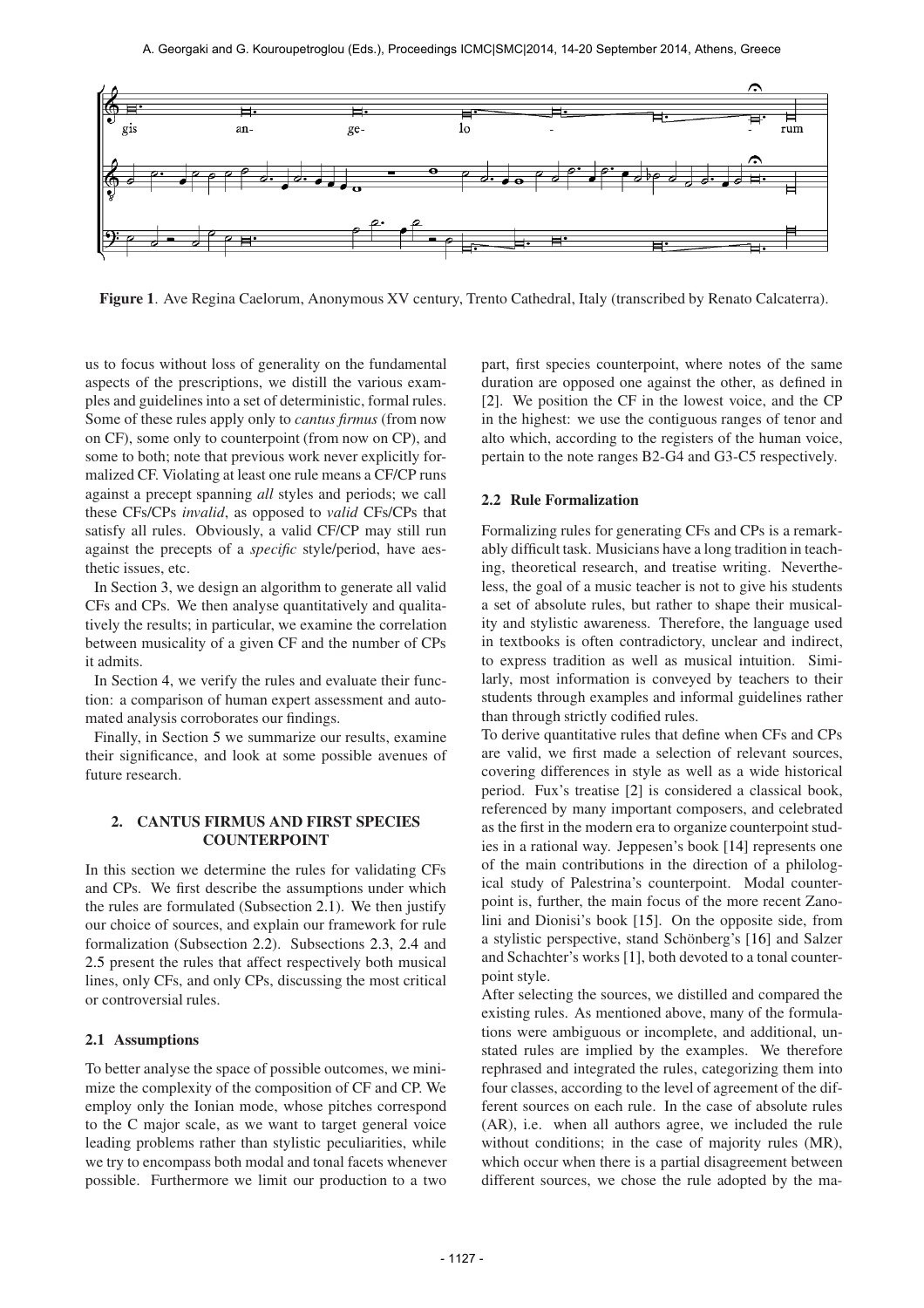**Figure 1**. Ave Regina Caelorum, Anonymous XV century, Trento Cathedral, Italy (transcribed by Renato Calcaterra).

us to focus without loss of generality on the fundamental aspects of the prescriptions, we distill the various examples and guidelines into a set of deterministic, formal rules. Some of these rules apply only to *cantus firmus* (from now on CF), some only to counterpoint (from now on CP), and some to both; note that previous work never explicitly formalized CF. Violating at least one rule means a CF/CP runs against a precept spanning *all* styles and periods; we call these CFs/CPs *invalid*, as opposed to *valid* CFs/CPs that satisfy all rules. Obviously, a valid CF/CP may still run against the precepts of a *specific* style/period, have aesthetic issues, etc.

In Section 3, we design an algorithm to generate all valid CFs and CPs. We then analyse quantitatively and qualitatively the results; in particular, we examine the correlation between musicality of a given CF and the number of CPs it admits.

In Section 4, we verify the rules and evaluate their function: a comparison of human expert assessment and automated analysis corroborates our findings.

Finally, in Section 5 we summarize our results, examine their significance, and look at some possible avenues of future research.

## 2. CANTUS FIRMUS AND FIRST SPECIES COUNTERPOINT

In this section we determine the rules for validating CFs and CPs. We first describe the assumptions under which the rules are formulated (Subsection 2.1). We then justify our choice of sources, and explain our framework for rule formalization (Subsection 2.2). Subsections 2.3, 2.4 and 2.5 present the rules that affect respectively both musical lines, only CFs, and only CPs, discussing the most critical or controversial rules.

### 2.1 Assumptions

To better analyse the space of possible outcomes, we minimize the complexity of the composition of CF and CP. We employ only the Ionian mode, whose pitches correspond to the C major scale, as we want to target general voice leading problems rather than stylistic peculiarities, while we try to encompass both modal and tonal facets whenever possible. Furthermore we limit our production to a two part, first species counterpoint, where notes of the same duration are opposed one against the other, as defined in [2]. We position the CF in the lowest voice, and the CP in the highest: we use the contiguous ranges of tenor and alto which, according to the registers of the human voice, pertain to the note ranges B2-G4 and G3-C5 respectively.

### 2.2 Rule Formalization

Formalizing rules for generating CFs and CPs is a remarkably difficult task. Musicians have a long tradition in teaching, theoretical research, and treatise writing. Nevertheless, the goal of a music teacher is not to give his students a set of absolute rules, but rather to shape their musicality and stylistic awareness. Therefore, the language used in textbooks is often contradictory, unclear and indirect, to express tradition as well as musical intuition. Similarly, most information is conveyed by teachers to their students through examples and informal guidelines rather than through strictly codified rules.

To derive quantitative rules that define when CFs and CPs are valid, we first made a selection of relevant sources, covering differences in style as well as a wide historical period. Fux's treatise [2] is considered a classical book, referenced by many important composers, and celebrated as the first in the modern era to organize counterpoint studies in a rational way. Jeppesen's book [14] represents one of the main contributions in the direction of a philological study of Palestrina's counterpoint. Modal counterpoint is, further, the main focus of the more recent Zanolini and Dionisi's book [15]. On the opposite side, from a stylistic perspective, stand Schönberg's [16] and Salzer and Schachter's works [1], both devoted to a tonal counterpoint style.

After selecting the sources, we distilled and compared the existing rules. As mentioned above, many of the formulations were ambiguous or incomplete, and additional, unstated rules are implied by the examples. We therefore rephrased and integrated the rules, categorizing them into four classes, according to the level of agreement of the different sources on each rule. In the case of absolute rules (AR), i.e. when all authors agree, we included the rule without conditions; in the case of majority rules (MR), which occur when there is a partial disagreement between different sources, we chose the rule adopted by the ma-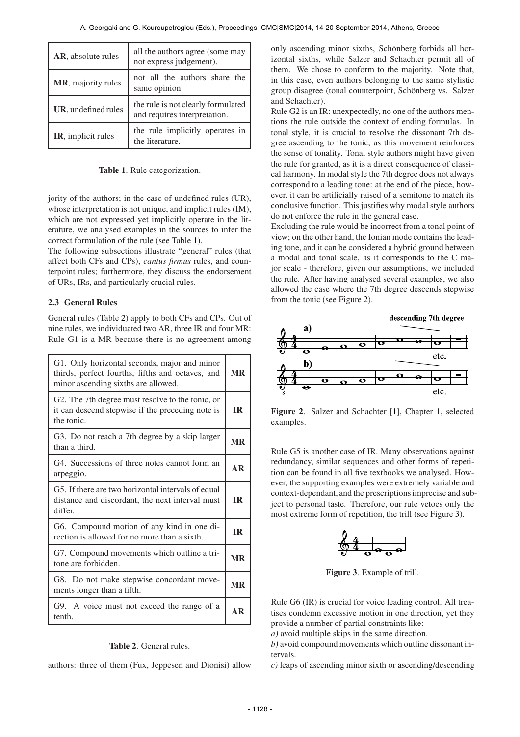| AR, absolute rules | all the authors agree (some may not express judgement). |
| --- | --- |
| MR, majority rules | not all the authors share the same opinion. |
| UR, undefined rules | the rule is not clearly formulated and requires interpretation. |
| IR, implicit rules | the rule implicitly operates in the literature. |

**Table 1**. Rule categorization.

jority of the authors; in the case of undefined rules (UR), whose interpretation is not unique, and implicit rules (IM), which are not expressed yet implicitly operate in the literature, we analysed examples in the sources to infer the correct formulation of the rule (see Table 1).

The following subsections illustrate "general" rules (that affect both CFs and CPs), *cantus firmus* rules, and counterpoint rules; furthermore, they discuss the endorsement of URs, IRs, and particularly crucial rules.

### 2.3 General Rules

General rules (Table 2) apply to both CFs and CPs. Out of nine rules, we individuated two AR, three IR and four MR: Rule G1 is a MR because there is no agreement among authors: three of them (Fux, Jeppesen and Dionisi) allow only ascending minor sixths, Schönberg forbids all horizontal sixths, while Salzer and Schachter permit all of them. We chose to conform to the majority. Note that, in this case, even authors belonging to the same stylistic group disagree (tonal counterpoint, Schönberg vs. Salzer and Schachter).

| Rule | Type |
| --- | --- |
| G1. Only horizontal seconds, major and minor thirds, perfect fourths, fifths and octaves, and minor ascending sixths are allowed. | MR |
| G2. The 7th degree must resolve to the tonic, or it can descend stepwise if the preceding note is the tonic. | IR |
| G3. Do not reach a 7th degree by a skip larger than a third. | MR |
| G4. Successions of three notes cannot form an arpeggio. | AR |
| G5. If there are two horizontal intervals of equal distance and discordant, the next interval must differ. | IR |
| G6. Compound motion of any kind in one direction is allowed for no more than a sixth. | IR |
| G7. Compound movements which outline a tritone are forbidden. | MR |
| G8. Do not make stepwise concordant movements longer than a fifth. | MR |
| G9. A voice must not exceed the range of a tenth. | AR |

**Table 2**. General rules.

Rule G2 is an IR: unexpectedly, no one of the authors mentions the rule outside the context of ending formulas. In tonal style, it is crucial to resolve the dissonant 7th degree ascending to the tonic, as this movement reinforces the sense of tonality. Tonal style authors might have given the rule for granted, as it is a direct consequence of classical harmony. In modal style the 7th degree does not always correspond to a leading tone: at the end of the piece, however, it can be artificially raised of a semitone to match its conclusive function. This justifies why modal style authors do not enforce the rule in the general case.

Excluding the rule would be incorrect from a tonal point of view; on the other hand, the Ionian mode contains the leading tone, and it can be considered a hybrid ground between a modal and tonal scale, as it corresponds to the C major scale - therefore, given our assumptions, we included the rule. After having analysed several examples, we also allowed the case where the 7th degree descends stepwise from the tonic (see Figure 2).

**Figure 2**. Salzer and Schachter [1], Chapter 1, selected examples.

Rule G5 is another case of IR. Many observations against redundancy, similar sequences and other forms of repetition can be found in all five textbooks we analysed. However, the supporting examples were extremely variable and context-dependant, and the prescriptions imprecise and subject to personal taste. Therefore, our rule vetoes only the most extreme form of repetition, the trill (see Figure 3).

**Figure 3**. Example of trill.

Rule G6 (IR) is crucial for voice leading control. All treatises condemn excessive motion in one direction, yet they provide a number of partial constraints like:

*a)* avoid multiple skips in the same direction.

*b)* avoid compound movements which outline dissonant intervals.

*c)* leaps of ascending minor sixth or ascending/descending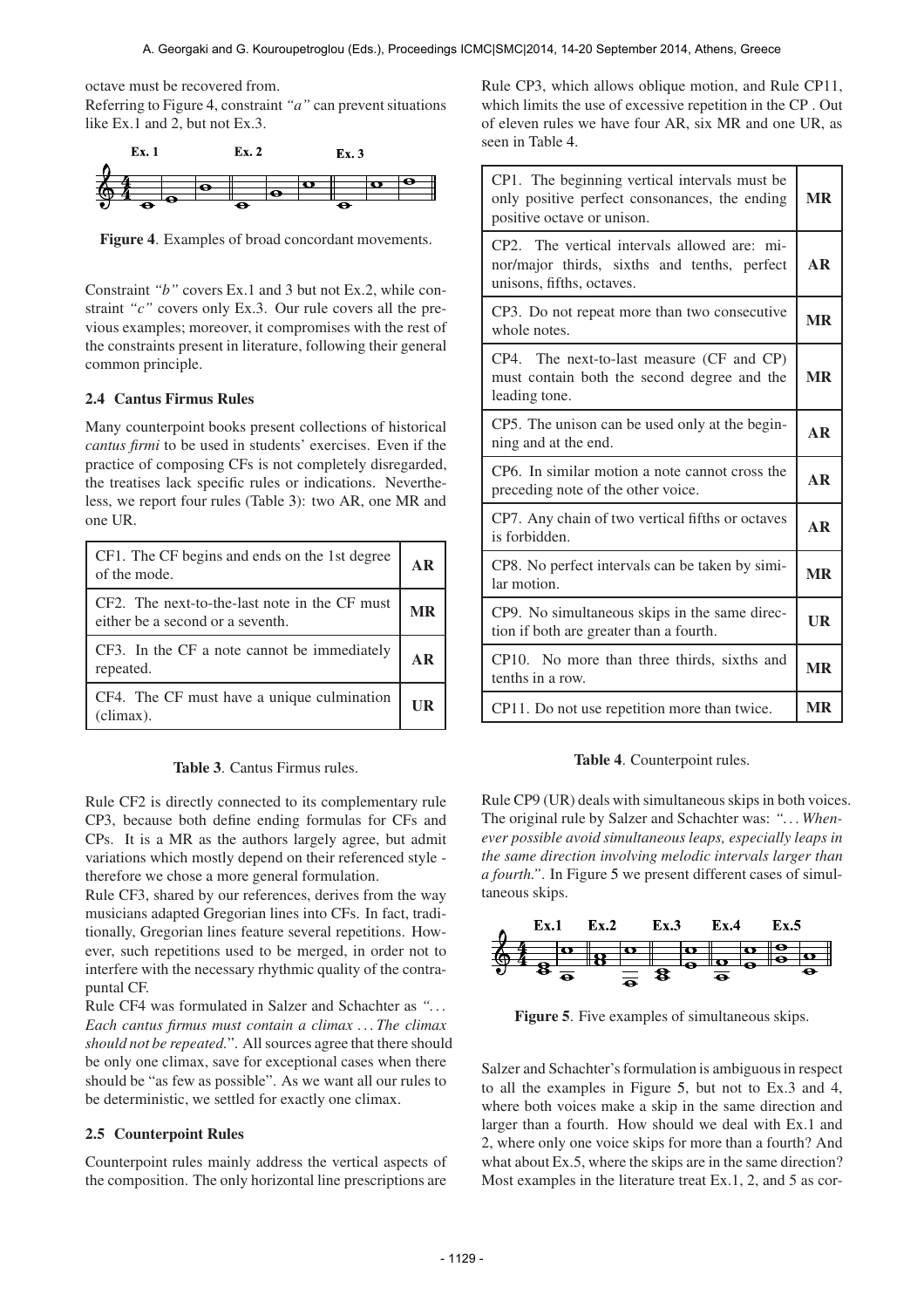octave must be recovered from.

Referring to Figure 4, constraint *"a"* can prevent situations like Ex.1 and 2, but not Ex.3.

**Figure 4**. Examples of broad concordant movements.

Constraint *"b"* covers Ex.1 and 3 but not Ex.2, while constraint *"c"* covers only Ex.3. Our rule covers all the previous examples; moreover, it compromises with the rest of the constraints present in literature, following their general common principle.

### 2.4 Cantus Firmus Rules

Many counterpoint books present collections of historical *cantus firmi* to be used in students' exercises. Even if the practice of composing CFs is not completely disregarded, the treatises lack specific rules or indications. Nevertheless, we report four rules (Table 3): two AR, one MR and one UR.

| Rule | Type |
|---|---|
| CF1. The CF begins and ends on the 1st degree of the mode. | **AR** |
| CF2. The next-to-the-last note in the CF must either be a second or a seventh. | **MR** |
| CF3. In the CF a note cannot be immediately repeated. | **AR** |
| CF4. The CF must have a unique culmination (climax). | **UR** |

**Table 3**. Cantus Firmus rules.

Rule CF2 is directly connected to its complementary rule CP3, because both define ending formulas for CFs and CPs. It is a MR as the authors largely agree, but admit variations which mostly depend on their referenced style - therefore we chose a more general formulation.

Rule CF3, shared by our references, derives from the way musicians adapted Gregorian lines into CFs. In fact, traditionally, Gregorian lines feature several repetitions. However, such repetitions used to be merged, in order not to interfere with the necessary rhythmic quality of the contrapuntal CF.

Rule CF4 was formulated in Salzer and Schachter as *"... Each cantus firmus must contain a climax ... The climax should not be repeated."*. All sources agree that there should be only one climax, save for exceptional cases when there should be "as few as possible". As we want all our rules to be deterministic, we settled for exactly one climax.

### 2.5 Counterpoint Rules

Counterpoint rules mainly address the vertical aspects of the composition. The only horizontal line prescriptions are Rule CP3, which allows oblique motion, and Rule CP11, which limits the use of excessive repetition in the CP . Out of eleven rules we have four AR, six MR and one UR, as seen in Table 4.

| Rule | Type |
|---|---|
| CP1. The beginning vertical intervals must be only positive perfect consonances, the ending positive octave or unison. | **MR** |
| CP2. The vertical intervals allowed are: minor/major thirds, sixths and tenths, perfect unisons, fifths, octaves. | **AR** |
| CP3. Do not repeat more than two consecutive whole notes. | **MR** |
| CP4. The next-to-last measure (CF and CP) must contain both the second degree and the leading tone. | **MR** |
| CP5. The unison can be used only at the beginning and at the end. | **AR** |
| CP6. In similar motion a note cannot cross the preceding note of the other voice. | **AR** |
| CP7. Any chain of two vertical fifths or octaves is forbidden. | **AR** |
| CP8. No perfect intervals can be taken by similar motion. | **MR** |
| CP9. No simultaneous skips in the same direction if both are greater than a fourth. | **UR** |
| CP10. No more than three thirds, sixths and tenths in a row. | **MR** |
| CP11. Do not use repetition more than twice. | **MR** |

**Table 4**. Counterpoint rules.

Rule CP9 (UR) deals with simultaneous skips in both voices. The original rule by Salzer and Schachter was: *"... Whenever possible avoid simultaneous leaps, especially leaps in the same direction involving melodic intervals larger than a fourth."*. In Figure 5 we present different cases of simultaneous skips.

**Figure 5**. Five examples of simultaneous skips.

Salzer and Schachter's formulation is ambiguous in respect to all the examples in Figure 5, but not to Ex.3 and 4, where both voices make a skip in the same direction and larger than a fourth. How should we deal with Ex.1 and 2, where only one voice skips for more than a fourth? And what about Ex.5, where the skips are in the same direction? Most examples in the literature treat Ex.1, 2, and 5 as cor-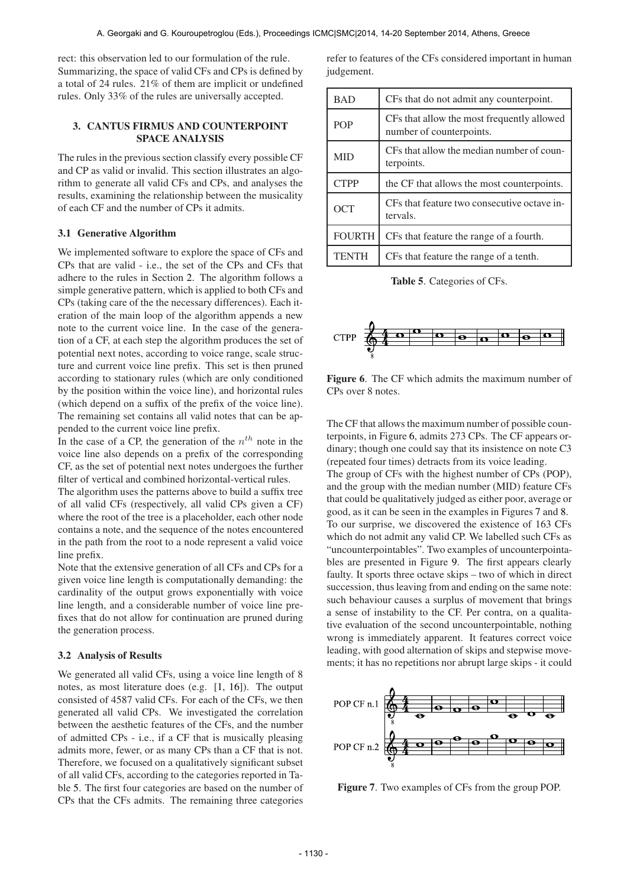rect: this observation led to our formulation of the rule. Summarizing, the space of valid CFs and CPs is defined by a total of 24 rules. 21% of them are implicit or undefined rules. Only 33% of the rules are universally accepted.

## 3. CANTUS FIRMUS AND COUNTERPOINT SPACE ANALYSIS

The rules in the previous section classify every possible CF and CP as valid or invalid. This section illustrates an algorithm to generate all valid CFs and CPs, and analyses the results, examining the relationship between the musicality of each CF and the number of CPs it admits.

### 3.1 Generative Algorithm

We implemented software to explore the space of CFs and CPs that are valid - i.e., the set of the CPs and CFs that adhere to the rules in Section 2. The algorithm follows a simple generative pattern, which is applied to both CFs and CPs (taking care of the the necessary differences). Each iteration of the main loop of the algorithm appends a new note to the current voice line. In the case of the generation of a CF, at each step the algorithm produces the set of potential next notes, according to voice range, scale structure and current voice line prefix. This set is then pruned according to stationary rules (which are only conditioned by the position within the voice line), and horizontal rules (which depend on a suffix of the prefix of the voice line). The remaining set contains all valid notes that can be appended to the current voice line prefix.

In the case of a CP, the generation of the $n^{th}$ note in the voice line also depends on a prefix of the corresponding CF, as the set of potential next notes undergoes the further filter of vertical and combined horizontal-vertical rules.

The algorithm uses the patterns above to build a suffix tree of all valid CFs (respectively, all valid CPs given a CF) where the root of the tree is a placeholder, each other node contains a note, and the sequence of the notes encountered in the path from the root to a node represent a valid voice line prefix.

Note that the extensive generation of all CFs and CPs for a given voice line length is computationally demanding: the cardinality of the output grows exponentially with voice line length, and a considerable number of voice line prefixes that do not allow for continuation are pruned during the generation process.

### 3.2 Analysis of Results

We generated all valid CFs, using a voice line length of 8 notes, as most literature does (e.g. [1, 16]). The output consisted of 4587 valid CFs. For each of the CFs, we then generated all valid CPs. We investigated the correlation between the aesthetic features of the CFs, and the number of admitted CPs - i.e., if a CF that is musically pleasing admits more, fewer, or as many CPs than a CF that is not. Therefore, we focused on a qualitatively significant subset of all valid CFs, according to the categories reported in Table 5. The first four categories are based on the number of CPs that the CFs admits. The remaining three categories refer to features of the CFs considered important in human judgement.

| | |
|---|---|
| BAD | CFs that do not admit any counterpoint. |
| POP | CFs that allow the most frequently allowed number of counterpoints. |
| MID | CFs that allow the median number of counterpoints. |
| CTPP | the CF that allows the most counterpoints. |
| OCT | CFs that feature two consecutive octave intervals. |
| FOURTH | CFs that feature the range of a fourth. |
| TENTH | CFs that feature the range of a tenth. |

**Table 5**. Categories of CFs.

**Figure 6**. The CF which admits the maximum number of CPs over 8 notes.

The CF that allows the maximum number of possible counterpoints, in Figure 6, admits 273 CPs. The CF appears ordinary; though one could say that its insistence on note C3 (repeated four times) detracts from its voice leading.

The group of CFs with the highest number of CPs (POP), and the group with the median number (MID) feature CFs that could be qualitatively judged as either poor, average or good, as it can be seen in the examples in Figures 7 and 8. To our surprise, we discovered the existence of 163 CFs which do not admit any valid CP. We labelled such CFs as "uncounterpointables". Two examples of uncounterpointables are presented in Figure 9. The first appears clearly faulty. It sports three octave skips – two of which in direct succession, thus leaving from and ending on the same note: such behaviour causes a surplus of movement that brings a sense of instability to the CF. Per contra, on a qualitative evaluation of the second uncounterpointable, nothing wrong is immediately apparent. It features correct voice leading, with good alternation of skips and stepwise movements; it has no repetitions nor abrupt large skips - it could

**Figure 7**. Two examples of CFs from the group POP.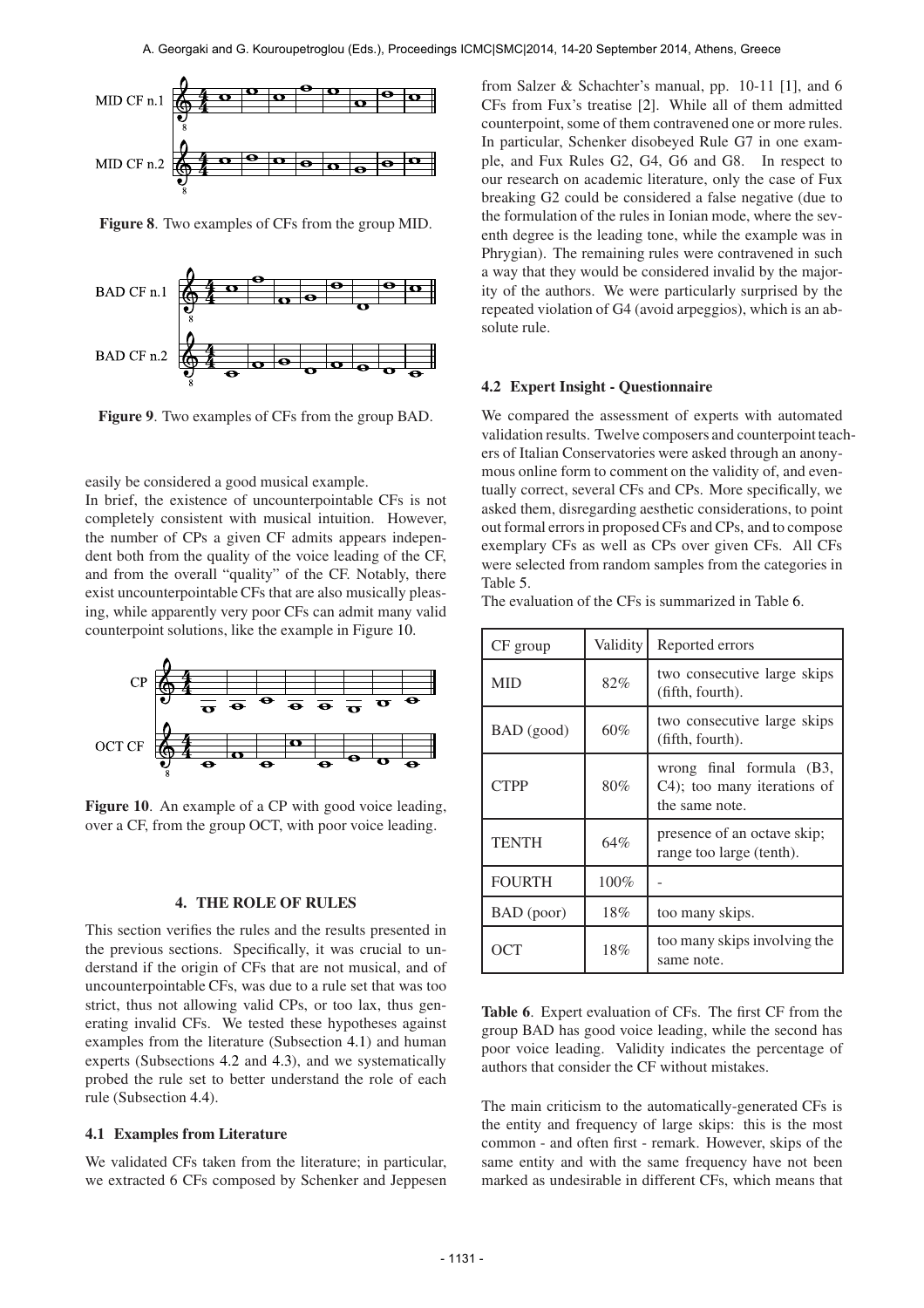Figure 8. Two examples of CFs from the group MID.

Figure 9. Two examples of CFs from the group BAD.

easily be considered a good musical example.

In brief, the existence of uncounterpointable CFs is not completely consistent with musical intuition. However, the number of CPs a given CF admits appears independent both from the quality of the voice leading of the CF, and from the overall "quality" of the CF. Notably, there exist uncounterpointable CFs that are also musically pleasing, while apparently very poor CFs can admit many valid counterpoint solutions, like the example in Figure 10.

Figure 10. An example of a CP with good voice leading, over a CF, from the group OCT, with poor voice leading.

## 4. THE ROLE OF RULES

This section verifies the rules and the results presented in the previous sections. Specifically, it was crucial to understand if the origin of CFs that are not musical, and of uncounterpointable CFs, was due to a rule set that was too strict, thus not allowing valid CPs, or too lax, thus generating invalid CFs. We tested these hypotheses against examples from the literature (Subsection 4.1) and human experts (Subsections 4.2 and 4.3), and we systematically probed the rule set to better understand the role of each rule (Subsection 4.4).

### 4.1 Examples from Literature

We validated CFs taken from the literature; in particular, we extracted 6 CFs composed by Schenker and Jeppesen from Salzer & Schachter's manual, pp. 10-11 [1], and 6 CFs from Fux's treatise [2]. While all of them admitted counterpoint, some of them contravened one or more rules. In particular, Schenker disobeyed Rule G7 in one example, and Fux Rules G2, G4, G6 and G8. In respect to our research on academic literature, only the case of Fux breaking G2 could be considered a false negative (due to the formulation of the rules in Ionian mode, where the seventh degree is the leading tone, while the example was in Phrygian). The remaining rules were contravened in such a way that they would be considered invalid by the majority of the authors. We were particularly surprised by the repeated violation of G4 (avoid arpeggios), which is an absolute rule.

### 4.2 Expert Insight - Questionnaire

We compared the assessment of experts with automated validation results. Twelve composers and counterpoint teachers of Italian Conservatories were asked through an anonymous online form to comment on the validity of, and eventually correct, several CFs and CPs. More specifically, we asked them, disregarding aesthetic considerations, to point out formal errors in proposed CFs and CPs, and to compose exemplary CFs as well as CPs over given CFs. All CFs were selected from random samples from the categories in Table 5.

The evaluation of the CFs is summarized in Table 6.

| CF group | Validity | Reported errors |
|---|---|---|
| MID | 82% | two consecutive large skips (fifth, fourth). |
| BAD (good) | 60% | two consecutive large skips (fifth, fourth). |
| CTPP | 80% | wrong final formula (B3, C4); too many iterations of the same note. |
| TENTH | 64% | presence of an octave skip; range too large (tenth). |
| FOURTH | 100% | - |
| BAD (poor) | 18% | too many skips. |
| OCT | 18% | too many skips involving the same note. |

Table 6. Expert evaluation of CFs. The first CF from the group BAD has good voice leading, while the second has poor voice leading. Validity indicates the percentage of authors that consider the CF without mistakes.

The main criticism to the automatically-generated CFs is the entity and frequency of large skips: this is the most common - and often first - remark. However, skips of the same entity and with the same frequency have not been marked as undesirable in different CFs, which means that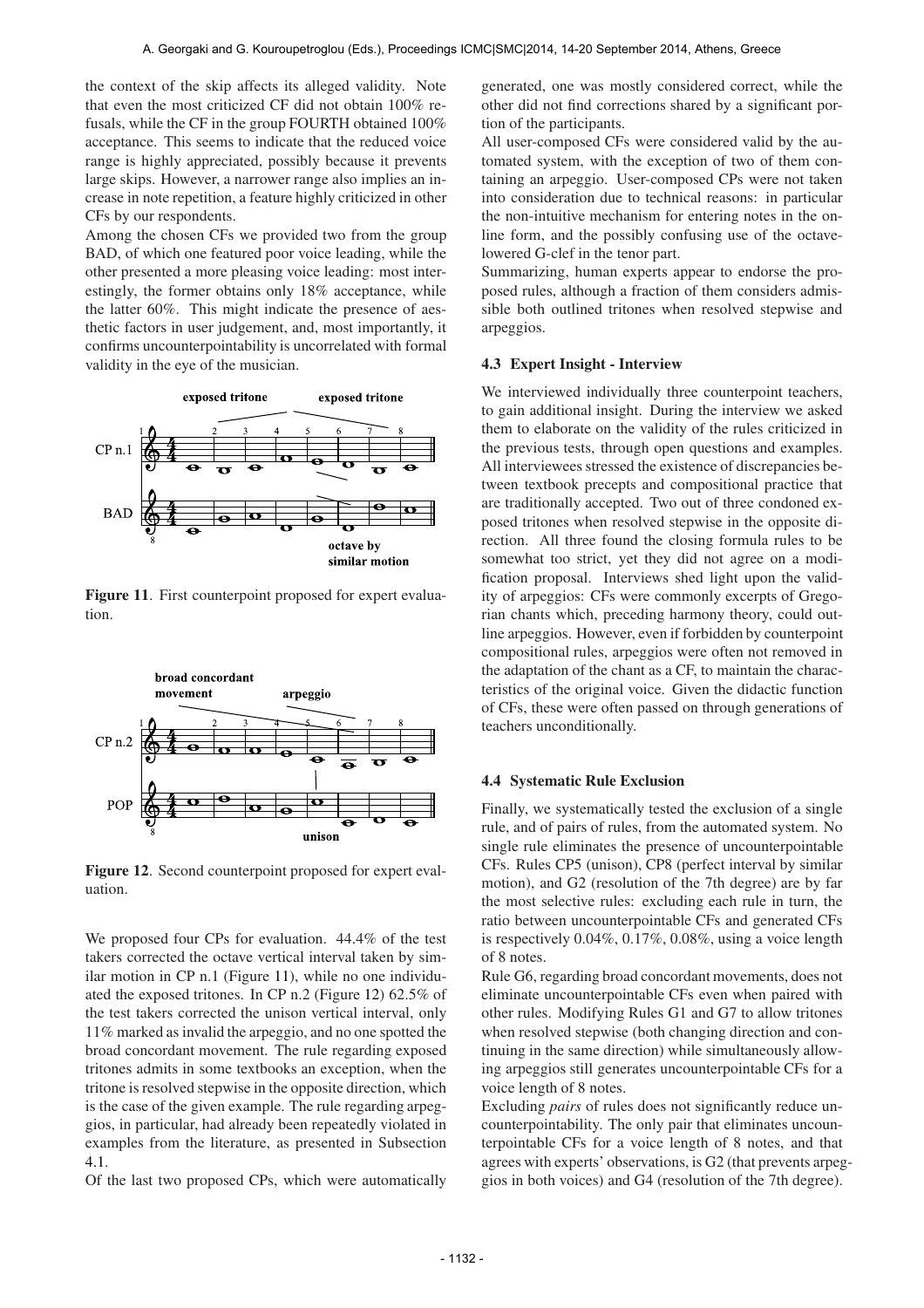the context of the skip affects its alleged validity. Note that even the most criticized CF did not obtain 100% refusals, while the CF in the group FOURTH obtained 100% acceptance. This seems to indicate that the reduced voice range is highly appreciated, possibly because it prevents large skips. However, a narrower range also implies an increase in note repetition, a feature highly criticized in other CFs by our respondents.

Among the chosen CFs we provided two from the group BAD, of which one featured poor voice leading, while the other presented a more pleasing voice leading: most interestingly, the former obtains only 18% acceptance, while the latter 60%. This might indicate the presence of aesthetic factors in user judgement, and, most importantly, it confirms uncounterpointability is uncorrelated with formal validity in the eye of the musician.

**Figure 11**. First counterpoint proposed for expert evaluation.

**Figure 12**. Second counterpoint proposed for expert evaluation.

We proposed four CPs for evaluation. 44.4% of the test takers corrected the octave vertical interval taken by similar motion in CP n.1 (Figure 11), while no one individuated the exposed tritones. In CP n.2 (Figure 12) 62.5% of the test takers corrected the unison vertical interval, only 11% marked as invalid the arpeggio, and no one spotted the broad concordant movement. The rule regarding exposed tritones admits in some textbooks an exception, when the tritone is resolved stepwise in the opposite direction, which is the case of the given example. The rule regarding arpeggios, in particular, had already been repeatedly violated in examples from the literature, as presented in Subsection 4.1.

Of the last two proposed CPs, which were automatically generated, one was mostly considered correct, while the other did not find corrections shared by a significant portion of the participants.

All user-composed CFs were considered valid by the automated system, with the exception of two of them containing an arpeggio. User-composed CPs were not taken into consideration due to technical reasons: in particular the non-intuitive mechanism for entering notes in the online form, and the possibly confusing use of the octave-lowered G-clef in the tenor part.

Summarizing, human experts appear to endorse the proposed rules, although a fraction of them considers admissible both outlined tritones when resolved stepwise and arpeggios.

### 4.3 Expert Insight - Interview

We interviewed individually three counterpoint teachers, to gain additional insight. During the interview we asked them to elaborate on the validity of the rules criticized in the previous tests, through open questions and examples. All interviewees stressed the existence of discrepancies between textbook precepts and compositional practice that are traditionally accepted. Two out of three condoned exposed tritones when resolved stepwise in the opposite direction. All three found the closing formula rules to be somewhat too strict, yet they did not agree on a modification proposal. Interviews shed light upon the validity of arpeggios: CFs were commonly excerpts of Gregorian chants which, preceding harmony theory, could outline arpeggios. However, even if forbidden by counterpoint compositional rules, arpeggios were often not removed in the adaptation of the chant as a CF, to maintain the characteristics of the original voice. Given the didactic function of CFs, these were often passed on through generations of teachers unconditionally.

### 4.4 Systematic Rule Exclusion

Finally, we systematically tested the exclusion of a single rule, and of pairs of rules, from the automated system. No single rule eliminates the presence of uncounterpointable CFs. Rules CP5 (unison), CP8 (perfect interval by similar motion), and G2 (resolution of the 7th degree) are by far the most selective rules: excluding each rule in turn, the ratio between uncounterpointable CFs and generated CFs is respectively 0.04%, 0.17%, 0.08%, using a voice length of 8 notes.

Rule G6, regarding broad concordant movements, does not eliminate uncounterpointable CFs even when paired with other rules. Modifying Rules G1 and G7 to allow tritones when resolved stepwise (both changing direction and continuing in the same direction) while simultaneously allowing arpeggios still generates uncounterpointable CFs for a voice length of 8 notes.

Excluding *pairs* of rules does not significantly reduce uncounterpointability. The only pair that eliminates uncounterpointable CFs for a voice length of 8 notes, and that agrees with experts' observations, is G2 (that prevents arpeggios in both voices) and G4 (resolution of the 7th degree).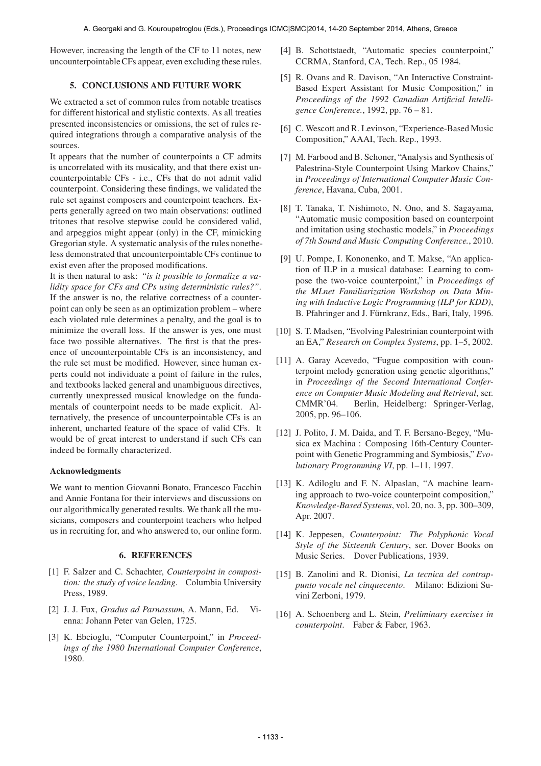However, increasing the length of the CF to 11 notes, new uncounterpointable CFs appear, even excluding these rules.

## 5. CONCLUSIONS AND FUTURE WORK

We extracted a set of common rules from notable treatises for different historical and stylistic contexts. As all treaties presented inconsistencies or omissions, the set of rules required integrations through a comparative analysis of the sources.

It appears that the number of counterpoints a CF admits is uncorrelated with its musicality, and that there exist uncounterpointable CFs - i.e., CFs that do not admit valid counterpoint. Considering these findings, we validated the rule set against composers and counterpoint teachers. Experts generally agreed on two main observations: outlined tritones that resolve stepwise could be considered valid, and arpeggios might appear (only) in the CF, mimicking Gregorian style. A systematic analysis of the rules nonetheless demonstrated that uncounterpointable CFs continue to exist even after the proposed modifications.

It is then natural to ask: *"is it possible to formalize a validity space for CFs and CPs using deterministic rules?"*. If the answer is no, the relative correctness of a counterpoint can only be seen as an optimization problem – where each violated rule determines a penalty, and the goal is to minimize the overall loss. If the answer is yes, one must face two possible alternatives. The first is that the presence of uncounterpointable CFs is an inconsistency, and the rule set must be modified. However, since human experts could not individuate a point of failure in the rules, and textbooks lacked general and unambiguous directives, currently unexpressed musical knowledge on the fundamentals of counterpoint needs to be made explicit. Alternatively, the presence of uncounterpointable CFs is an inherent, uncharted feature of the space of valid CFs. It would be of great interest to understand if such CFs can indeed be formally characterized.

### Acknowledgments

We want to mention Giovanni Bonato, Francesco Facchin and Annie Fontana for their interviews and discussions on our algorithmically generated results. We thank all the musicians, composers and counterpoint teachers who helped us in recruiting for, and who answered to, our online form.

## 6. REFERENCES

[1] F. Salzer and C. Schachter, *Counterpoint in composition: the study of voice leading*. Columbia University Press, 1989.

[2] J. J. Fux, *Gradus ad Parnassum*, A. Mann, Ed. Vienna: Johann Peter van Gelen, 1725.

[3] K. Ebcioglu, "Computer Counterpoint," in *Proceedings of the 1980 International Computer Conference*, 1980.

[4] B. Schottstaedt, "Automatic species counterpoint," CCRMA, Stanford, CA, Tech. Rep., 05 1984.

[5] R. Ovans and R. Davison, "An Interactive Constraint-Based Expert Assistant for Music Composition," in *Proceedings of the 1992 Canadian Artificial Intelligence Conference.*, 1992, pp. 76 – 81.

[6] C. Wescott and R. Levinson, "Experience-Based Music Composition," AAAI, Tech. Rep., 1993.

[7] M. Farbood and B. Schoner, "Analysis and Synthesis of Palestrina-Style Counterpoint Using Markov Chains," in *Proceedings of International Computer Music Conference*, Havana, Cuba, 2001.

[8] T. Tanaka, T. Nishimoto, N. Ono, and S. Sagayama, "Automatic music composition based on counterpoint and imitation using stochastic models," in *Proceedings of 7th Sound and Music Computing Conference.*, 2010.

[9] U. Pompe, I. Kononenko, and T. Makse, "An application of ILP in a musical database: Learning to compose the two-voice counterpoint," in *Proceedings of the MLnet Familiarization Workshop on Data Mining with Inductive Logic Programming (ILP for KDD)*, B. Pfahringer and J. Fürnkranz, Eds., Bari, Italy, 1996.

[10] S. T. Madsen, "Evolving Palestrinian counterpoint with an EA," *Research on Complex Systems*, pp. 1–5, 2002.

[11] A. Garay Acevedo, "Fugue composition with counterpoint melody generation using genetic algorithms," in *Proceedings of the Second International Conference on Computer Music Modeling and Retrieval*, ser. CMMR'04. Berlin, Heidelberg: Springer-Verlag, 2005, pp. 96–106.

[12] J. Polito, J. M. Daida, and T. F. Bersano-Begey, "Musica ex Machina : Composing 16th-Century Counterpoint with Genetic Programming and Symbiosis," *Evolutionary Programming VI*, pp. 1–11, 1997.

[13] K. Adiloglu and F. N. Alpaslan, "A machine learning approach to two-voice counterpoint composition," *Knowledge-Based Systems*, vol. 20, no. 3, pp. 300–309, Apr. 2007.

[14] K. Jeppesen, *Counterpoint: The Polyphonic Vocal Style of the Sixteenth Century*, ser. Dover Books on Music Series. Dover Publications, 1939.

[15] B. Zanolini and R. Dionisi, *La tecnica del contrappunto vocale nel cinquecento*. Milano: Edizioni Suvini Zerboni, 1979.

[16] A. Schoenberg and L. Stein, *Preliminary exercises in counterpoint*. Faber & Faber, 1963.